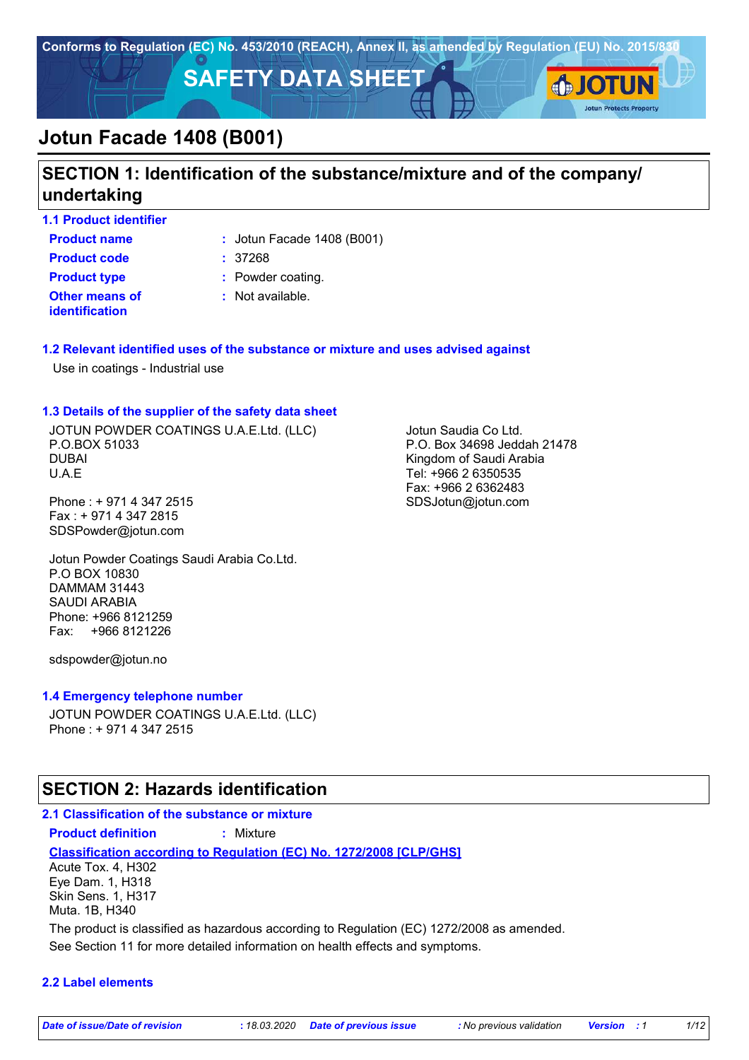Conforms to Regulation (EC) No. 453/2010 (REACH), Annex II, as amended by Regulation (EU) No. 2015/830

# SAFETY DATA SHEET

# Jotun Facade 1408 (B001)

## SECTION 1: Identification of the substance/mixture and of the company/ undertaking

### 1.1 Product identifier

| | | |
|---|---|---|
| **Product name** | : | Jotun Facade 1408 (B001) |
| **Product code** | : | 37268 |
| **Product type** | : | Powder coating. |
| **Other means of identification** | : | Not available. |

### 1.2 Relevant identified uses of the substance or mixture and uses advised against

Use in coatings - Industrial use

### 1.3 Details of the supplier of the safety data sheet

JOTUN POWDER COATINGS U.A.E.Ltd. (LLC)
P.O.BOX 51033
DUBAI
U.A.E

Phone : + 971 4 347 2515
Fax : + 971 4 347 2815
SDSPowder@jotun.com

Jotun Powder Coatings Saudi Arabia Co.Ltd.
P.O BOX 10830
DAMMAM 31443
SAUDI ARABIA
Phone: +966 8121259
Fax: +966 8121226

sdspowder@jotun.no

Jotun Saudia Co Ltd.
P.O. Box 34698 Jeddah 21478
Kingdom of Saudi Arabia
Tel: +966 2 6350535
Fax: +966 2 6362483
SDSJotun@jotun.com

### 1.4 Emergency telephone number

JOTUN POWDER COATINGS U.A.E.Ltd. (LLC)
Phone : + 971 4 347 2515

## SECTION 2: Hazards identification

### 2.1 Classification of the substance or mixture

**Product definition** : Mixture

**Classification according to Regulation (EC) No. 1272/2008 [CLP/GHS]**

Acute Tox. 4, H302
Eye Dam. 1, H318
Skin Sens. 1, H317
Muta. 1B, H340

The product is classified as hazardous according to Regulation (EC) 1272/2008 as amended.

See Section 11 for more detailed information on health effects and symptoms.

### 2.2 Label elements

*Date of issue/Date of revision* : 18.03.2020 *Date of previous issue* : No previous validation *Version* : 1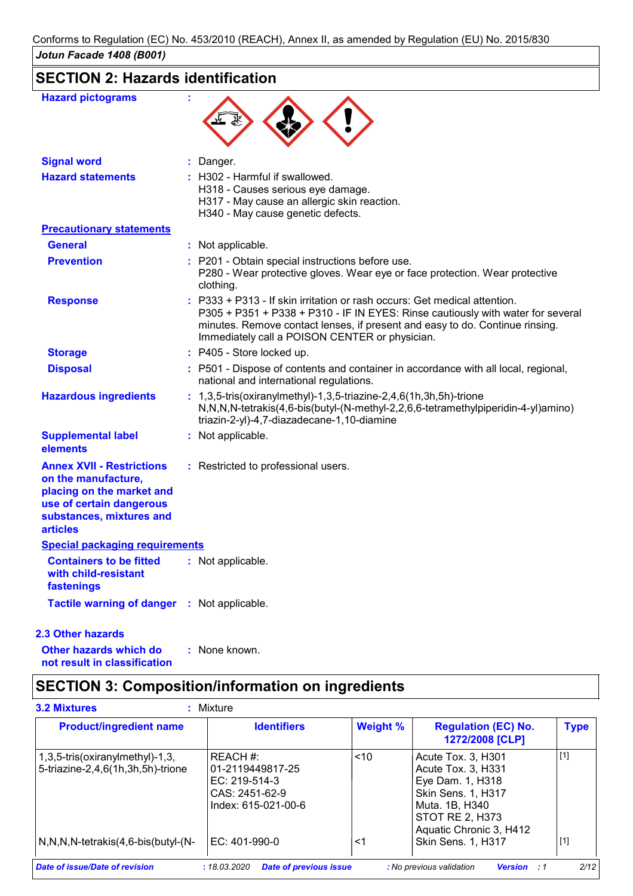Conforms to Regulation (EC) No. 453/2010 (REACH), Annex II, as amended by Regulation (EU) No. 2015/830

***Jotun Facade 1408 (B001)***

## SECTION 2: Hazards identification

**Hazard pictograms** :

**Signal word** : Danger.

**Hazard statements** : H302 - Harmful if swallowed.
H318 - Causes serious eye damage.
H317 - May cause an allergic skin reaction.
H340 - May cause genetic defects.

**Precautionary statements**

**General** : Not applicable.

**Prevention** : P201 - Obtain special instructions before use.
P280 - Wear protective gloves. Wear eye or face protection. Wear protective clothing.

**Response** : P333 + P313 - If skin irritation or rash occurs: Get medical attention.
P305 + P351 + P338 + P310 - IF IN EYES: Rinse cautiously with water for several minutes. Remove contact lenses, if present and easy to do. Continue rinsing. Immediately call a POISON CENTER or physician.

**Storage** : P405 - Store locked up.

**Disposal** : P501 - Dispose of contents and container in accordance with all local, regional, national and international regulations.

**Hazardous ingredients** : 1,3,5-tris(oxiranylmethyl)-1,3,5-triazine-2,4,6(1h,3h,5h)-trione
N,N,N,N-tetrakis(4,6-bis(butyl-(N-methyl-2,2,6,6-tetramethylpiperidin-4-yl)amino) triazin-2-yl)-4,7-diazadecane-1,10-diamine

**Supplemental label elements** : Not applicable.

**Annex XVII - Restrictions on the manufacture, placing on the market and use of certain dangerous substances, mixtures and articles** : Restricted to professional users.

**Special packaging requirements**

**Containers to be fitted with child-resistant fastenings** : Not applicable.

**Tactile warning of danger** : Not applicable.

### 2.3 Other hazards

**Other hazards which do not result in classification** : None known.

## SECTION 3: Composition/information on ingredients

**3.2 Mixtures** : Mixture

| Product/ingredient name | Identifiers | Weight % | Regulation (EC) No. 1272/2008 [CLP] | Type |
|---|---|---|---|---|
| 1,3,5-tris(oxiranylmethyl)-1,3,5-triazine-2,4,6(1h,3h,5h)-trione | REACH #: 01-2119449817-25<br>EC: 219-514-3<br>CAS: 2451-62-9<br>Index: 615-021-00-6 | <10 | Acute Tox. 3, H301<br>Acute Tox. 3, H331<br>Eye Dam. 1, H318<br>Skin Sens. 1, H317<br>Muta. 1B, H340<br>STOT RE 2, H373<br>Aquatic Chronic 3, H412 | [1] |
| N,N,N,N-tetrakis(4,6-bis(butyl-(N- | EC: 401-990-0 | <1 | Skin Sens. 1, H317 | [1] |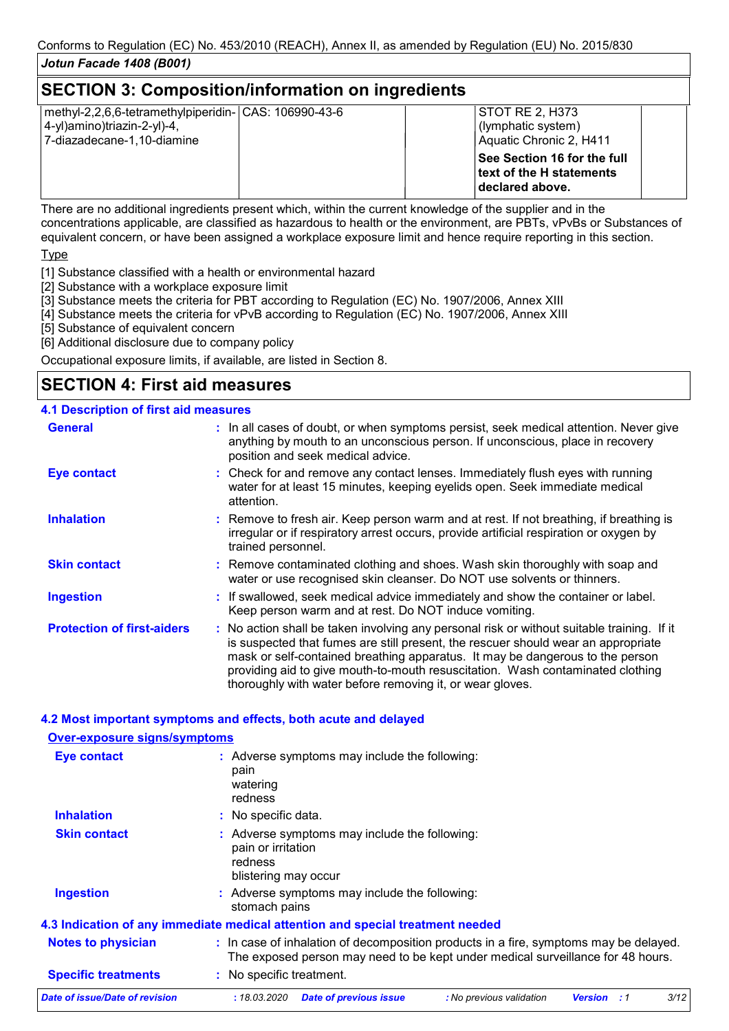## SECTION 3: Composition/information on ingredients

| | | | | |
|---|---|---|---|---|
| methyl-2,2,6,6-tetramethylpiperidin-4-yl)amino)triazin-2-yl)-4,7-diazadecane-1,10-diamine | CAS: 106990-43-6 | | STOT RE 2, H373 (lymphatic system)<br>Aquatic Chronic 2, H411<br>**See Section 16 for the full text of the H statements declared above.** | |

There are no additional ingredients present which, within the current knowledge of the supplier and in the concentrations applicable, are classified as hazardous to health or the environment, are PBTs, vPvBs or Substances of equivalent concern, or have been assigned a workplace exposure limit and hence require reporting in this section.

Type

[1] Substance classified with a health or environmental hazard
[2] Substance with a workplace exposure limit
[3] Substance meets the criteria for PBT according to Regulation (EC) No. 1907/2006, Annex XIII
[4] Substance meets the criteria for vPvB according to Regulation (EC) No. 1907/2006, Annex XIII
[5] Substance of equivalent concern
[6] Additional disclosure due to company policy

Occupational exposure limits, if available, are listed in Section 8.

## SECTION 4: First aid measures

### 4.1 Description of first aid measures

**General** : In all cases of doubt, or when symptoms persist, seek medical attention. Never give anything by mouth to an unconscious person. If unconscious, place in recovery position and seek medical advice.

**Eye contact** : Check for and remove any contact lenses. Immediately flush eyes with running water for at least 15 minutes, keeping eyelids open. Seek immediate medical attention.

**Inhalation** : Remove to fresh air. Keep person warm and at rest. If not breathing, if breathing is irregular or if respiratory arrest occurs, provide artificial respiration or oxygen by trained personnel.

**Skin contact** : Remove contaminated clothing and shoes. Wash skin thoroughly with soap and water or use recognised skin cleanser. Do NOT use solvents or thinners.

**Ingestion** : If swallowed, seek medical advice immediately and show the container or label. Keep person warm and at rest. Do NOT induce vomiting.

**Protection of first-aiders** : No action shall be taken involving any personal risk or without suitable training. If it is suspected that fumes are still present, the rescuer should wear an appropriate mask or self-contained breathing apparatus. It may be dangerous to the person providing aid to give mouth-to-mouth resuscitation. Wash contaminated clothing thoroughly with water before removing it, or wear gloves.

### 4.2 Most important symptoms and effects, both acute and delayed

**Over-exposure signs/symptoms**

**Eye contact** : Adverse symptoms may include the following:
pain
watering
redness

**Inhalation** : No specific data.

**Skin contact** : Adverse symptoms may include the following:
pain or irritation
redness
blistering may occur

**Ingestion** : Adverse symptoms may include the following:
stomach pains

### 4.3 Indication of any immediate medical attention and special treatment needed

**Notes to physician** : In case of inhalation of decomposition products in a fire, symptoms may be delayed. The exposed person may need to be kept under medical surveillance for 48 hours.

**Specific treatments** : No specific treatment.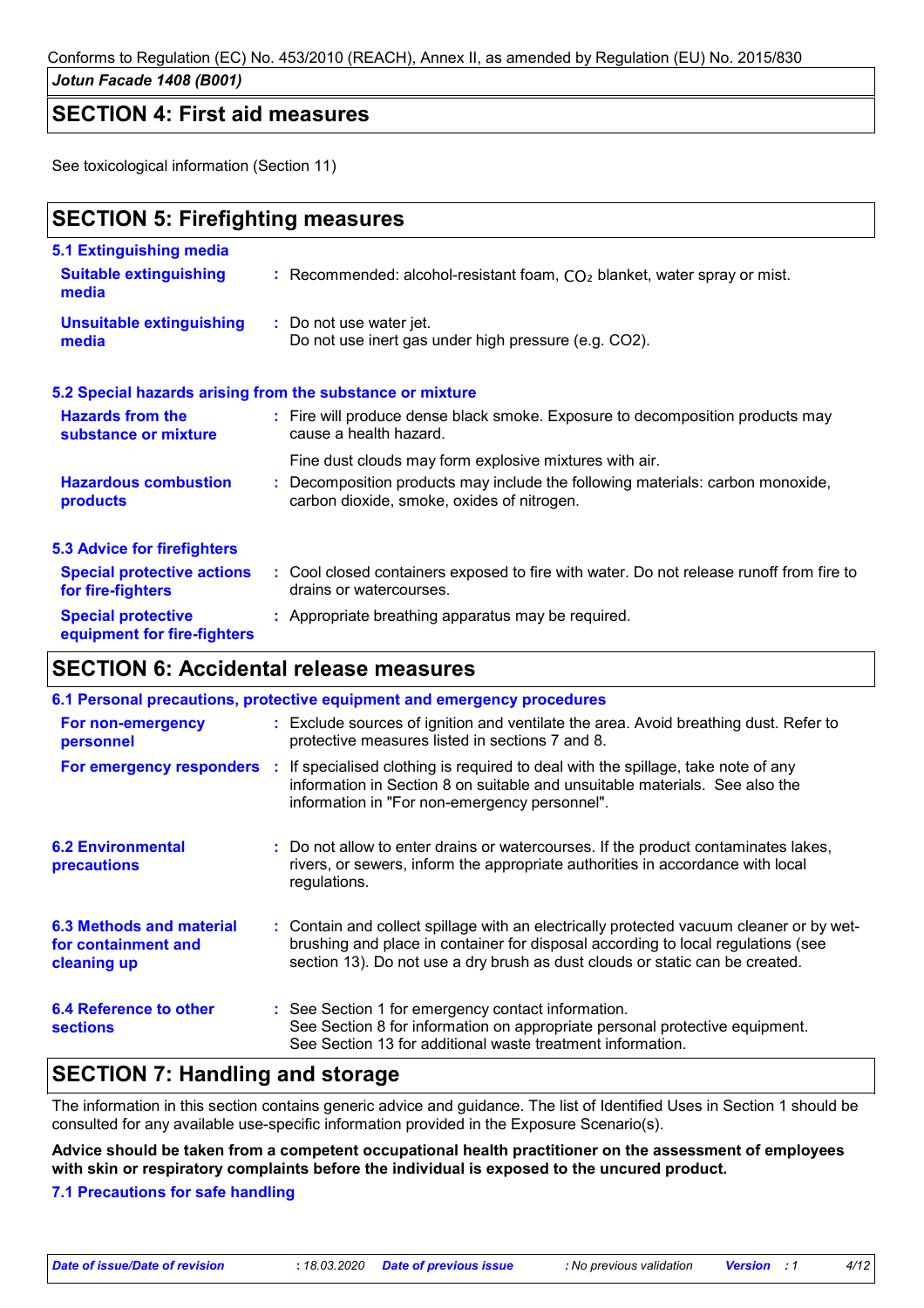## SECTION 4: First aid measures

See toxicological information (Section 11)

## SECTION 5: Firefighting measures

### 5.1 Extinguishing media

**Suitable extinguishing media** : Recommended: alcohol-resistant foam, $CO_2$ blanket, water spray or mist.

**Unsuitable extinguishing media** : Do not use water jet.
Do not use inert gas under high pressure (e.g. $CO_2$).

### 5.2 Special hazards arising from the substance or mixture

**Hazards from the substance or mixture** : Fire will produce dense black smoke. Exposure to decomposition products may cause a health hazard.

Fine dust clouds may form explosive mixtures with air.

**Hazardous combustion products** : Decomposition products may include the following materials: carbon monoxide, carbon dioxide, smoke, oxides of nitrogen.

### 5.3 Advice for firefighters

**Special protective actions for fire-fighters** : Cool closed containers exposed to fire with water. Do not release runoff from fire to drains or watercourses.

**Special protective equipment for fire-fighters** : Appropriate breathing apparatus may be required.

## SECTION 6: Accidental release measures

### 6.1 Personal precautions, protective equipment and emergency procedures

**For non-emergency personnel** : Exclude sources of ignition and ventilate the area. Avoid breathing dust. Refer to protective measures listed in sections 7 and 8.

**For emergency responders** : If specialised clothing is required to deal with the spillage, take note of any information in Section 8 on suitable and unsuitable materials. See also the information in "For non-emergency personnel".

**6.2 Environmental precautions** : Do not allow to enter drains or watercourses. If the product contaminates lakes, rivers, or sewers, inform the appropriate authorities in accordance with local regulations.

**6.3 Methods and material for containment and cleaning up** : Contain and collect spillage with an electrically protected vacuum cleaner or by wet-brushing and place in container for disposal according to local regulations (see section 13). Do not use a dry brush as dust clouds or static can be created.

**6.4 Reference to other sections** : See Section 1 for emergency contact information.
See Section 8 for information on appropriate personal protective equipment.
See Section 13 for additional waste treatment information.

## SECTION 7: Handling and storage

The information in this section contains generic advice and guidance. The list of Identified Uses in Section 1 should be consulted for any available use-specific information provided in the Exposure Scenario(s).

**Advice should be taken from a competent occupational health practitioner on the assessment of employees with skin or respiratory complaints before the individual is exposed to the uncured product.**

### 7.1 Precautions for safe handling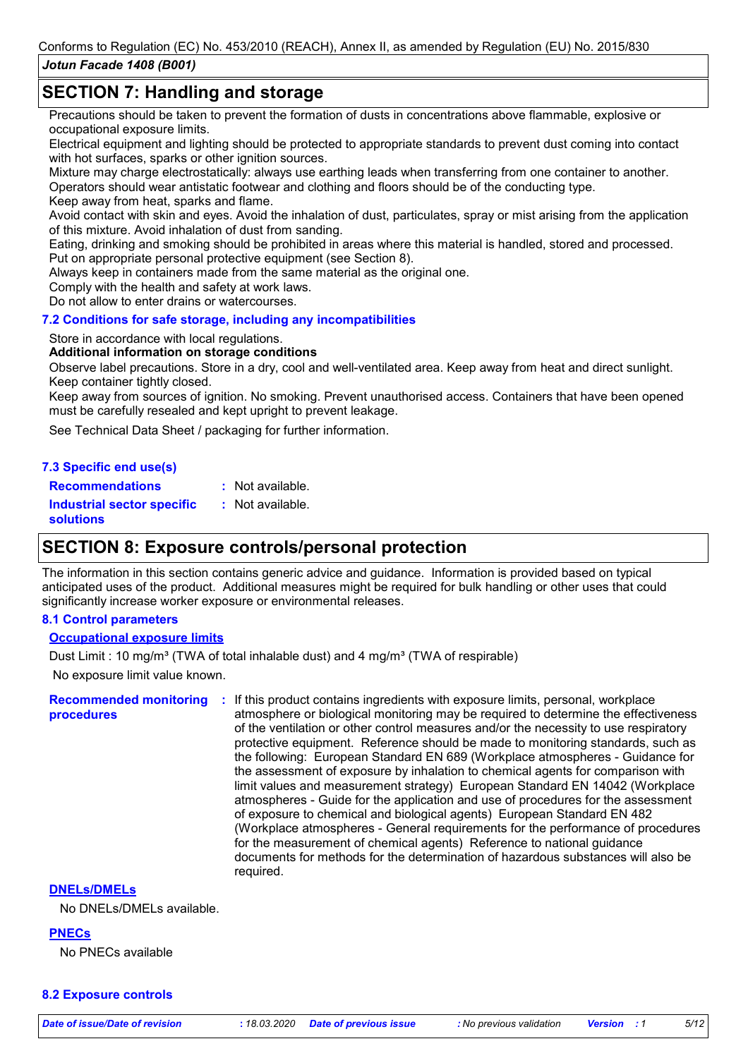## SECTION 7: Handling and storage

Precautions should be taken to prevent the formation of dusts in concentrations above flammable, explosive or occupational exposure limits.
Electrical equipment and lighting should be protected to appropriate standards to prevent dust coming into contact with hot surfaces, sparks or other ignition sources.
Mixture may charge electrostatically: always use earthing leads when transferring from one container to another. Operators should wear antistatic footwear and clothing and floors should be of the conducting type.
Keep away from heat, sparks and flame.
Avoid contact with skin and eyes. Avoid the inhalation of dust, particulates, spray or mist arising from the application of this mixture. Avoid inhalation of dust from sanding.
Eating, drinking and smoking should be prohibited in areas where this material is handled, stored and processed.
Put on appropriate personal protective equipment (see Section 8).
Always keep in containers made from the same material as the original one.
Comply with the health and safety at work laws.
Do not allow to enter drains or watercourses.

### 7.2 Conditions for safe storage, including any incompatibilities

Store in accordance with local regulations.

**Additional information on storage conditions**

Observe label precautions. Store in a dry, cool and well-ventilated area. Keep away from heat and direct sunlight. Keep container tightly closed.
Keep away from sources of ignition. No smoking. Prevent unauthorised access. Containers that have been opened must be carefully resealed and kept upright to prevent leakage.

See Technical Data Sheet / packaging for further information.

### 7.3 Specific end use(s)

**Recommendations** : Not available.

**Industrial sector specific solutions** : Not available.

## SECTION 8: Exposure controls/personal protection

The information in this section contains generic advice and guidance. Information is provided based on typical anticipated uses of the product. Additional measures might be required for bulk handling or other uses that could significantly increase worker exposure or environmental releases.

### 8.1 Control parameters

**Occupational exposure limits**

Dust Limit : 10 mg/m³ (TWA of total inhalable dust) and 4 mg/m³ (TWA of respirable)

No exposure limit value known.

**Recommended monitoring procedures** : If this product contains ingredients with exposure limits, personal, workplace atmosphere or biological monitoring may be required to determine the effectiveness of the ventilation or other control measures and/or the necessity to use respiratory protective equipment. Reference should be made to monitoring standards, such as the following: European Standard EN 689 (Workplace atmospheres - Guidance for the assessment of exposure by inhalation to chemical agents for comparison with limit values and measurement strategy) European Standard EN 14042 (Workplace atmospheres - Guide for the application and use of procedures for the assessment of exposure to chemical and biological agents) European Standard EN 482 (Workplace atmospheres - General requirements for the performance of procedures for the measurement of chemical agents) Reference to national guidance documents for methods for the determination of hazardous substances will also be required.

**DNELs/DMELs**

No DNELs/DMELs available.

**PNECs**

No PNECs available

### 8.2 Exposure controls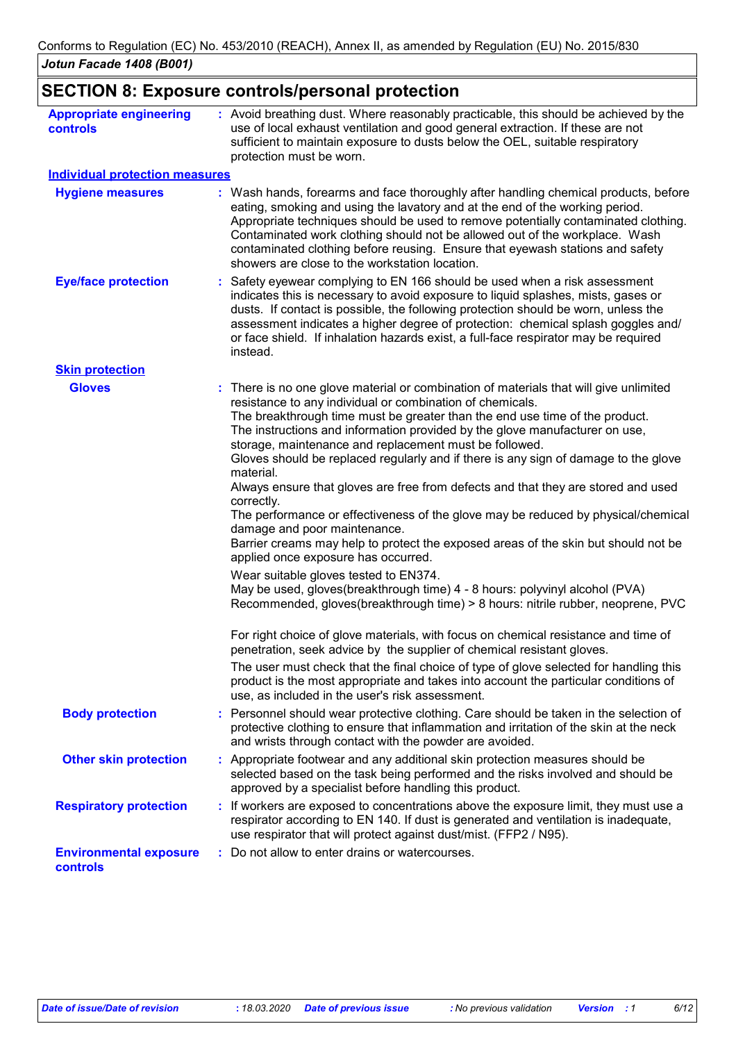## SECTION 8: Exposure controls/personal protection

**Appropriate engineering controls** : Avoid breathing dust. Where reasonably practicable, this should be achieved by the use of local exhaust ventilation and good general extraction. If these are not sufficient to maintain exposure to dusts below the OEL, suitable respiratory protection must be worn.

### Individual protection measures

**Hygiene measures** : Wash hands, forearms and face thoroughly after handling chemical products, before eating, smoking and using the lavatory and at the end of the working period. Appropriate techniques should be used to remove potentially contaminated clothing. Contaminated work clothing should not be allowed out of the workplace. Wash contaminated clothing before reusing. Ensure that eyewash stations and safety showers are close to the workstation location.

**Eye/face protection** : Safety eyewear complying to EN 166 should be used when a risk assessment indicates this is necessary to avoid exposure to liquid splashes, mists, gases or dusts. If contact is possible, the following protection should be worn, unless the assessment indicates a higher degree of protection: chemical splash goggles and/ or face shield. If inhalation hazards exist, a full-face respirator may be required instead.

#### Skin protection

**Gloves** : There is no one glove material or combination of materials that will give unlimited resistance to any individual or combination of chemicals.
The breakthrough time must be greater than the end use time of the product.
The instructions and information provided by the glove manufacturer on use, storage, maintenance and replacement must be followed.
Gloves should be replaced regularly and if there is any sign of damage to the glove material.
Always ensure that gloves are free from defects and that they are stored and used correctly.
The performance or effectiveness of the glove may be reduced by physical/chemical damage and poor maintenance.
Barrier creams may help to protect the exposed areas of the skin but should not be applied once exposure has occurred.

Wear suitable gloves tested to EN374.
May be used, gloves(breakthrough time) 4 - 8 hours: polyvinyl alcohol (PVA)
Recommended, gloves(breakthrough time) > 8 hours: nitrile rubber, neoprene, PVC

For right choice of glove materials, with focus on chemical resistance and time of penetration, seek advice by the supplier of chemical resistant gloves.

The user must check that the final choice of type of glove selected for handling this product is the most appropriate and takes into account the particular conditions of use, as included in the user's risk assessment.

**Body protection** : Personnel should wear protective clothing. Care should be taken in the selection of protective clothing to ensure that inflammation and irritation of the skin at the neck and wrists through contact with the powder are avoided.

**Other skin protection** : Appropriate footwear and any additional skin protection measures should be selected based on the task being performed and the risks involved and should be approved by a specialist before handling this product.

**Respiratory protection** : If workers are exposed to concentrations above the exposure limit, they must use a respirator according to EN 140. If dust is generated and ventilation is inadequate, use respirator that will protect against dust/mist. (FFP2 / N95).

**Environmental exposure controls** : Do not allow to enter drains or watercourses.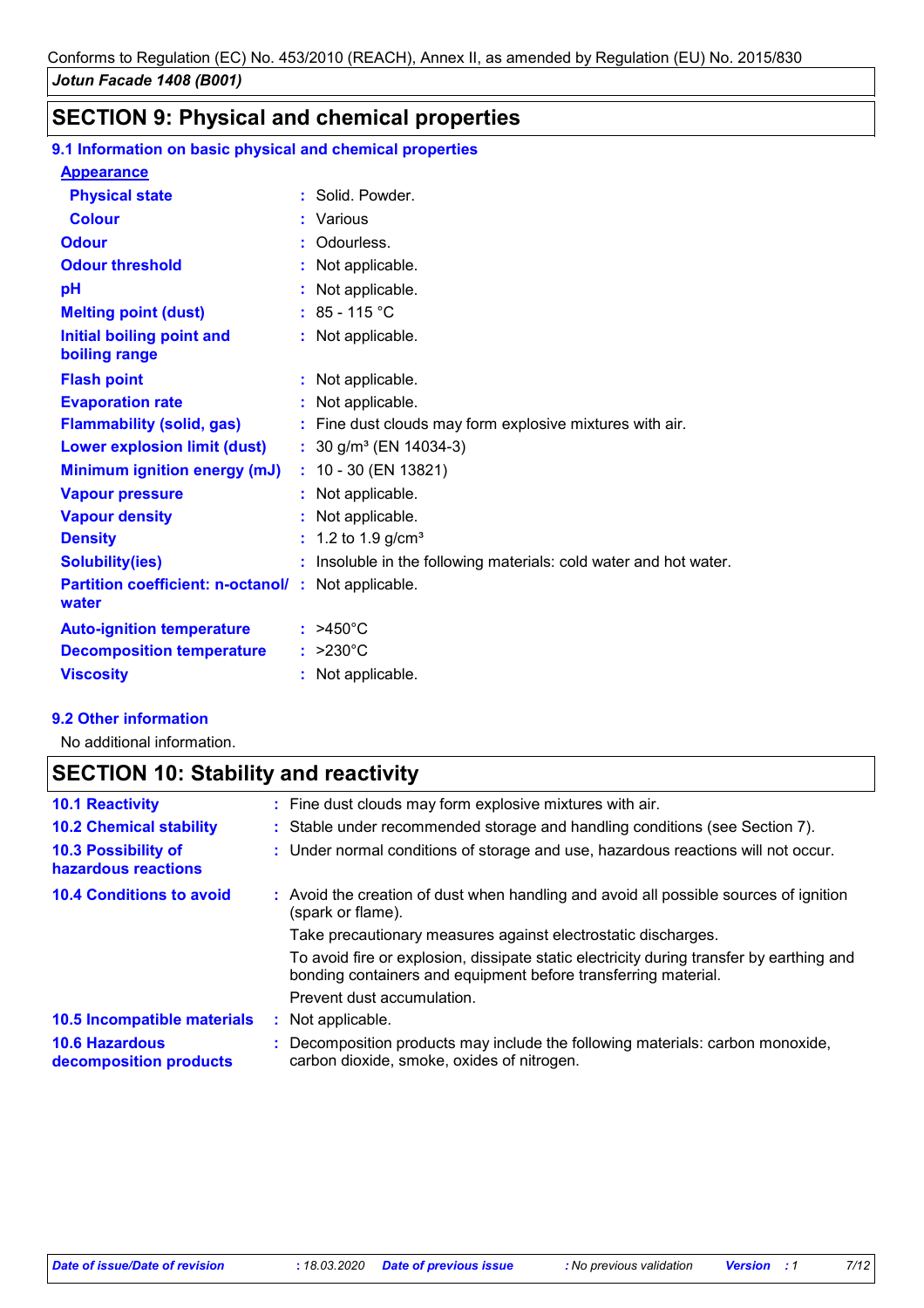## SECTION 9: Physical and chemical properties

### 9.1 Information on basic physical and chemical properties

| Property | Value |
|---|---|
| **Appearance** | |
| Physical state | Solid. Powder. |
| Colour | Various |
| Odour | Odourless. |
| Odour threshold | Not applicable. |
| pH | Not applicable. |
| Melting point (dust) | 85 - 115 °C |
| Initial boiling point and boiling range | Not applicable. |
| Flash point | Not applicable. |
| Evaporation rate | Not applicable. |
| Flammability (solid, gas) | Fine dust clouds may form explosive mixtures with air. |
| Lower explosion limit (dust) | 30 g/m³ (EN 14034-3) |
| Minimum ignition energy (mJ) | 10 - 30 (EN 13821) |
| Vapour pressure | Not applicable. |
| Vapour density | Not applicable. |
| Density | 1.2 to 1.9 g/cm³ |
| Solubility(ies) | Insoluble in the following materials: cold water and hot water. |
| Partition coefficient: n-octanol/ water | Not applicable. |
| Auto-ignition temperature | >450°C |
| Decomposition temperature | >230°C |
| Viscosity | Not applicable. |

### 9.2 Other information

No additional information.

## SECTION 10: Stability and reactivity

| | |
|---|---|
| **10.1 Reactivity** | Fine dust clouds may form explosive mixtures with air. |
| **10.2 Chemical stability** | Stable under recommended storage and handling conditions (see Section 7). |
| **10.3 Possibility of hazardous reactions** | Under normal conditions of storage and use, hazardous reactions will not occur. |
| **10.4 Conditions to avoid** | Avoid the creation of dust when handling and avoid all possible sources of ignition (spark or flame).<br>Take precautionary measures against electrostatic discharges.<br>To avoid fire or explosion, dissipate static electricity during transfer by earthing and bonding containers and equipment before transferring material.<br>Prevent dust accumulation. |
| **10.5 Incompatible materials** | Not applicable. |
| **10.6 Hazardous decomposition products** | Decomposition products may include the following materials: carbon monoxide, carbon dioxide, smoke, oxides of nitrogen. |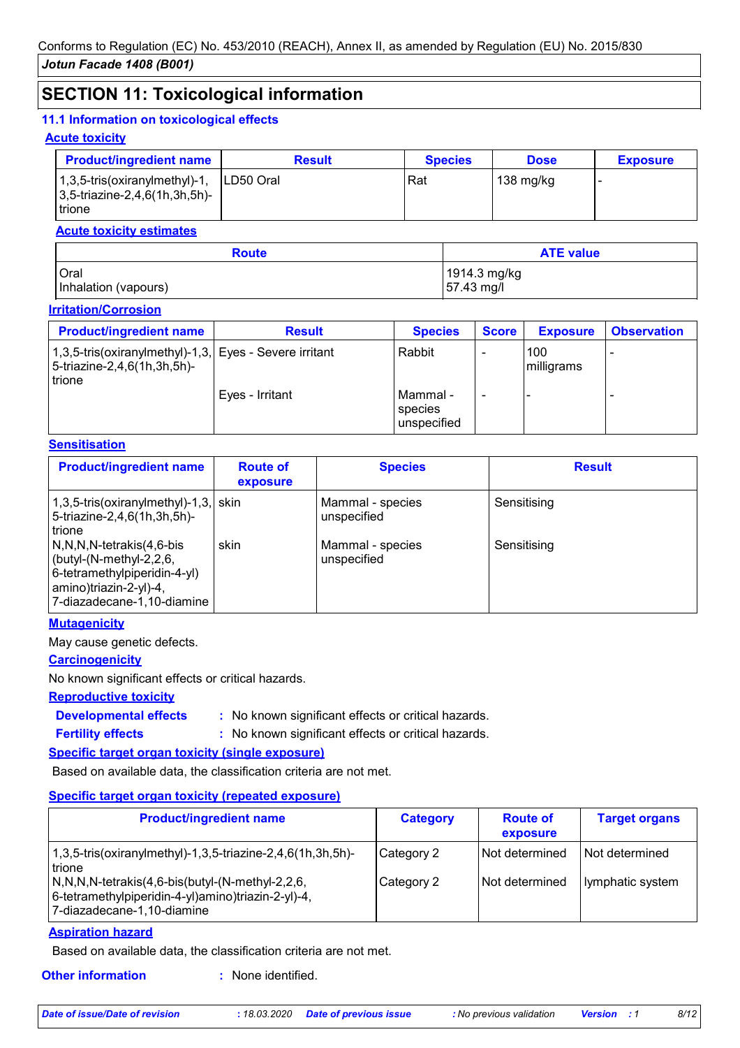## SECTION 11: Toxicological information

### 11.1 Information on toxicological effects

#### Acute toxicity

| Product/ingredient name | Result | Species | Dose | Exposure |
|---|---|---|---|---|
| 1,3,5-tris(oxiranylmethyl)-1,3,5-triazine-2,4,6(1h,3h,5h)-trione | LD50 Oral | Rat | 138 mg/kg | - |

**Acute toxicity estimates**

| Route | ATE value |
|---|---|
| Oral | 1914.3 mg/kg |
| Inhalation (vapours) | 57.43 mg/l |

#### Irritation/Corrosion

| Product/ingredient name | Result | Species | Score | Exposure | Observation |
|---|---|---|---|---|---|
| 1,3,5-tris(oxiranylmethyl)-1,3,5-triazine-2,4,6(1h,3h,5h)-trione | Eyes - Severe irritant | Rabbit | - | 100 milligrams | - |
| | Eyes - Irritant | Mammal - species unspecified | - | - | - |

#### Sensitisation

| Product/ingredient name | Route of exposure | Species | Result |
|---|---|---|---|
| 1,3,5-tris(oxiranylmethyl)-1,3,5-triazine-2,4,6(1h,3h,5h)-trione | skin | Mammal - species unspecified | Sensitising |
| N,N,N,N-tetrakis(4,6-bis(butyl-(N-methyl-2,2,6,6-tetramethylpiperidin-4-yl)amino)triazin-2-yl)-4,7-diazadecane-1,10-diamine | skin | Mammal - species unspecified | Sensitising |

#### Mutagenicity

May cause genetic defects.

#### Carcinogenicity

No known significant effects or critical hazards.

#### Reproductive toxicity

**Developmental effects** : No known significant effects or critical hazards.

**Fertility effects** : No known significant effects or critical hazards.

#### Specific target organ toxicity (single exposure)

Based on available data, the classification criteria are not met.

#### Specific target organ toxicity (repeated exposure)

| Product/ingredient name | Category | Route of exposure | Target organs |
|---|---|---|---|
| 1,3,5-tris(oxiranylmethyl)-1,3,5-triazine-2,4,6(1h,3h,5h)-trione | Category 2 | Not determined | Not determined |
| N,N,N,N-tetrakis(4,6-bis(butyl-(N-methyl-2,2,6,6-tetramethylpiperidin-4-yl)amino)triazin-2-yl)-4,7-diazadecane-1,10-diamine | Category 2 | Not determined | lymphatic system |

#### Aspiration hazard

Based on available data, the classification criteria are not met.

**Other information** : None identified.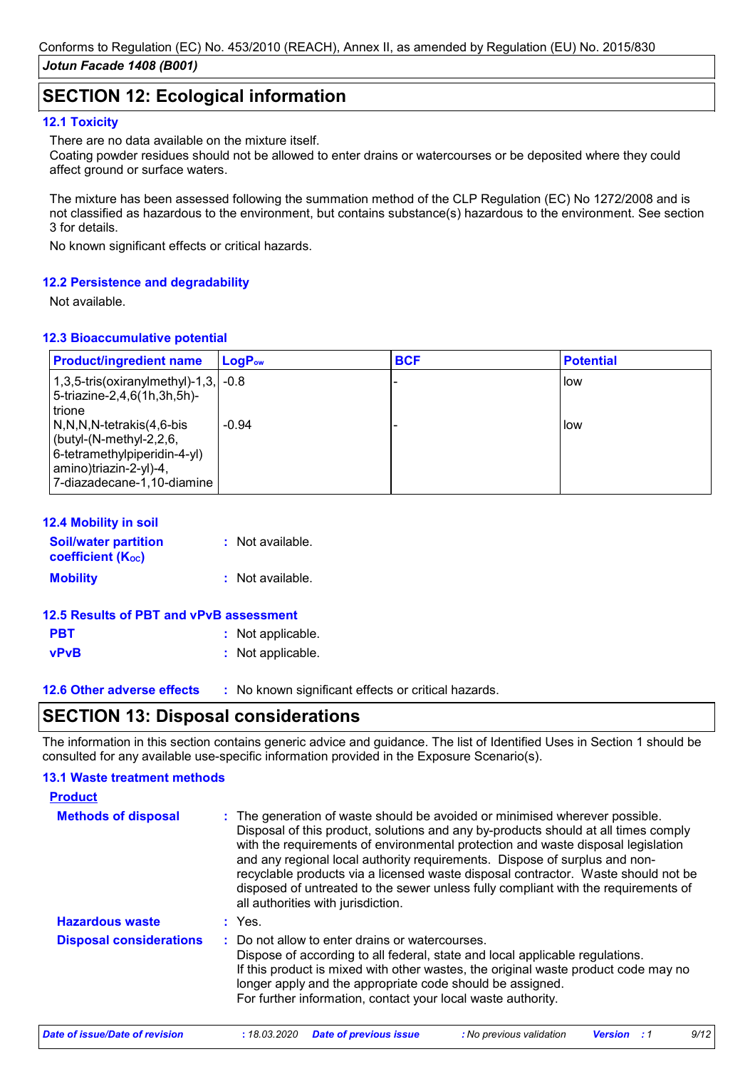## SECTION 12: Ecological information

### 12.1 Toxicity

There are no data available on the mixture itself.
Coating powder residues should not be allowed to enter drains or watercourses or be deposited where they could affect ground or surface waters.

The mixture has been assessed following the summation method of the CLP Regulation (EC) No 1272/2008 and is not classified as hazardous to the environment, but contains substance(s) hazardous to the environment. See section 3 for details.

No known significant effects or critical hazards.

### 12.2 Persistence and degradability

Not available.

### 12.3 Bioaccumulative potential

| Product/ingredient name | $LogP_{ow}$ | BCF | Potential |
|---|---|---|---|
| 1,3,5-tris(oxiranylmethyl)-1,3,5-triazine-2,4,6(1h,3h,5h)-trione | -0.8 | - | low |
| N,N,N,N-tetrakis(4,6-bis(butyl-(N-methyl-2,2,6,6-tetramethylpiperidin-4-yl)amino)triazin-2-yl)-4,7-diazadecane-1,10-diamine | -0.94 | - | low |

### 12.4 Mobility in soil

**Soil/water partition coefficient ($K_{OC}$)** : Not available.

**Mobility** : Not available.

### 12.5 Results of PBT and vPvB assessment

**PBT** : Not applicable.

**vPvB** : Not applicable.

### 12.6 Other adverse effects

: No known significant effects or critical hazards.

## SECTION 13: Disposal considerations

The information in this section contains generic advice and guidance. The list of Identified Uses in Section 1 should be consulted for any available use-specific information provided in the Exposure Scenario(s).

### 13.1 Waste treatment methods

**Product**

**Methods of disposal** : The generation of waste should be avoided or minimised wherever possible. Disposal of this product, solutions and any by-products should at all times comply with the requirements of environmental protection and waste disposal legislation and any regional local authority requirements. Dispose of surplus and non-recyclable products via a licensed waste disposal contractor. Waste should not be disposed of untreated to the sewer unless fully compliant with the requirements of all authorities with jurisdiction.

**Hazardous waste** : Yes.

**Disposal considerations** : Do not allow to enter drains or watercourses.
Dispose of according to all federal, state and local applicable regulations.
If this product is mixed with other wastes, the original waste product code may no longer apply and the appropriate code should be assigned.
For further information, contact your local waste authority.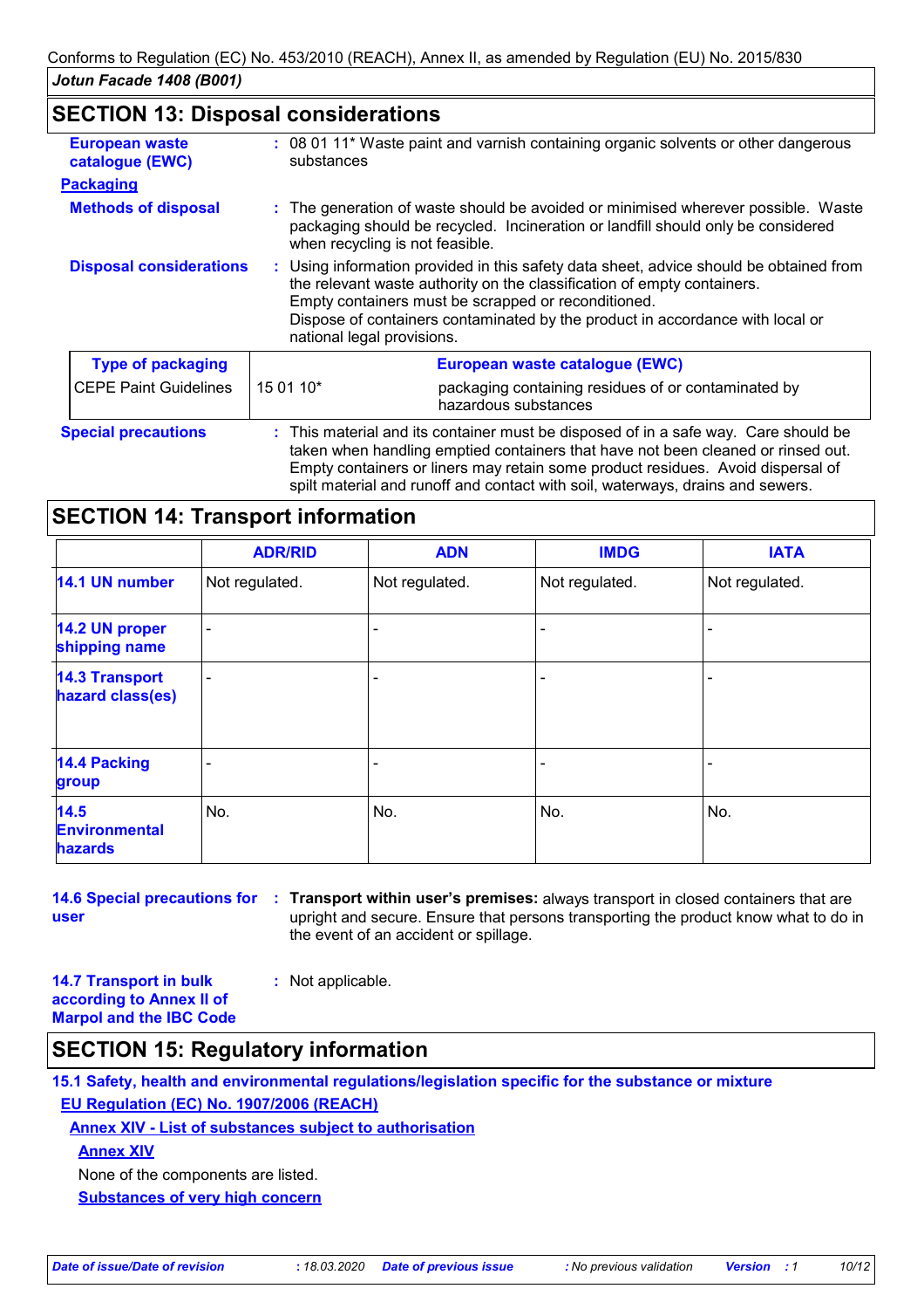## SECTION 13: Disposal considerations

**European waste catalogue (EWC)** : 08 01 11* Waste paint and varnish containing organic solvents or other dangerous substances

**Packaging**

**Methods of disposal** : The generation of waste should be avoided or minimised wherever possible. Waste packaging should be recycled. Incineration or landfill should only be considered when recycling is not feasible.

**Disposal considerations** : Using information provided in this safety data sheet, advice should be obtained from the relevant waste authority on the classification of empty containers.
Empty containers must be scrapped or reconditioned.
Dispose of containers contaminated by the product in accordance with local or national legal provisions.

| Type of packaging | European waste catalogue (EWC) | |
|---|---|---|
| CEPE Paint Guidelines | 15 01 10* | packaging containing residues of or contaminated by hazardous substances |

**Special precautions** : This material and its container must be disposed of in a safe way. Care should be taken when handling emptied containers that have not been cleaned or rinsed out. Empty containers or liners may retain some product residues. Avoid dispersal of spilt material and runoff and contact with soil, waterways, drains and sewers.

## SECTION 14: Transport information

| | ADR/RID | ADN | IMDG | IATA |
|---|---|---|---|---|
| **14.1 UN number** | Not regulated. | Not regulated. | Not regulated. | Not regulated. |
| **14.2 UN proper shipping name** | - | - | - | - |
| **14.3 Transport hazard class(es)** | - | - | - | - |
| **14.4 Packing group** | - | - | - | - |
| **14.5 Environmental hazards** | No. | No. | No. | No. |

**14.6 Special precautions for user** : **Transport within user's premises:** always transport in closed containers that are upright and secure. Ensure that persons transporting the product know what to do in the event of an accident or spillage.

**14.7 Transport in bulk according to Annex II of Marpol and the IBC Code** : Not applicable.

## SECTION 15: Regulatory information

**15.1 Safety, health and environmental regulations/legislation specific for the substance or mixture**

**EU Regulation (EC) No. 1907/2006 (REACH)**

**Annex XIV - List of substances subject to authorisation**

**Annex XIV**

None of the components are listed.

**Substances of very high concern**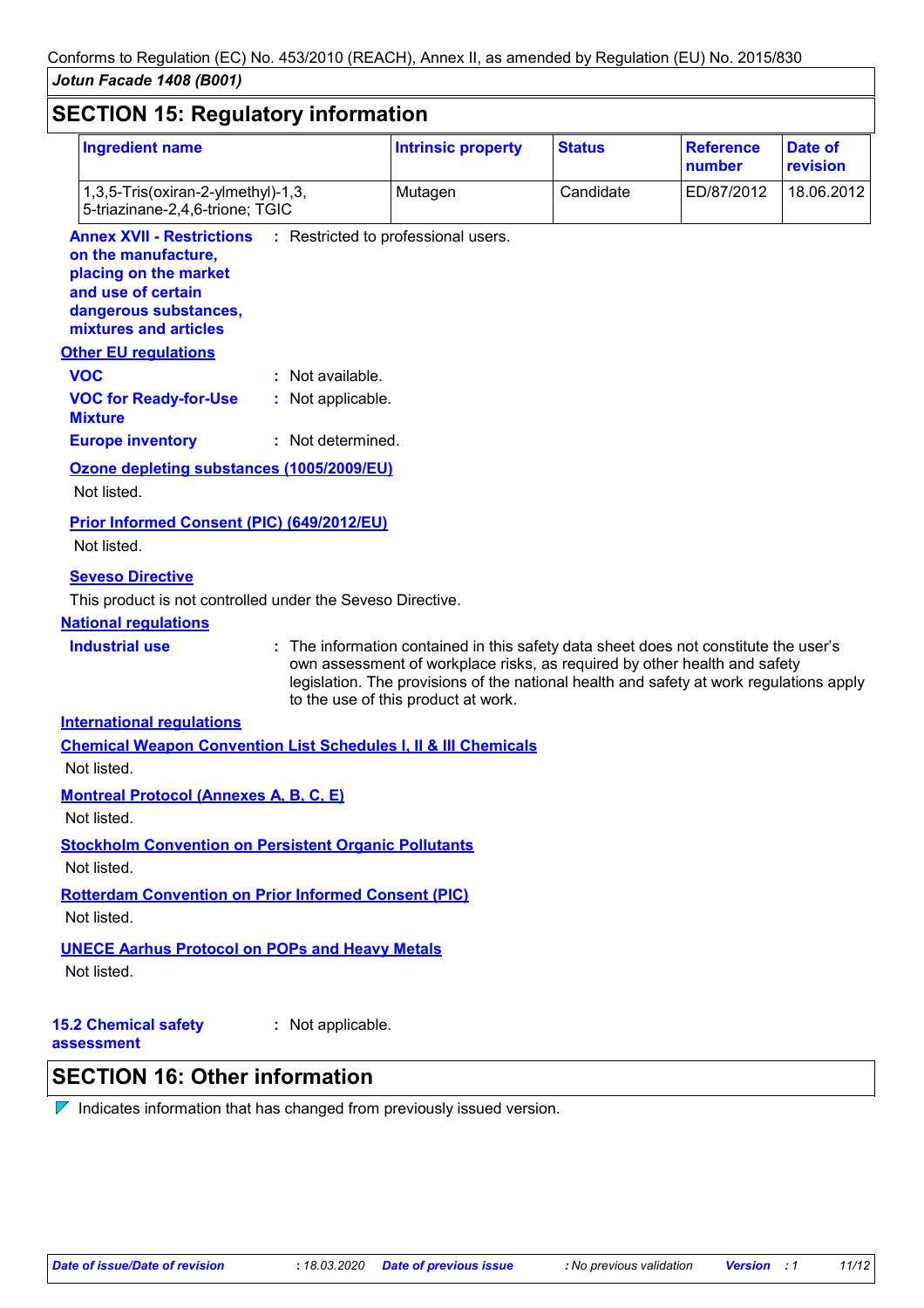## SECTION 15: Regulatory information

| Ingredient name | Intrinsic property | Status | Reference number | Date of revision |
|---|---|---|---|---|
| 1,3,5-Tris(oxiran-2-ylmethyl)-1,3, 5-triazinane-2,4,6-trione; TGIC | Mutagen | Candidate | ED/87/2012 | 18.06.2012 |

**Annex XVII - Restrictions on the manufacture, placing on the market and use of certain dangerous substances, mixtures and articles** : Restricted to professional users.

**Other EU regulations**

**VOC** : Not available.

**VOC for Ready-for-Use Mixture** : Not applicable.

**Europe inventory** : Not determined.

**Ozone depleting substances (1005/2009/EU)**

Not listed.

**Prior Informed Consent (PIC) (649/2012/EU)**

Not listed.

**Seveso Directive**

This product is not controlled under the Seveso Directive.

**National regulations**

**Industrial use** : The information contained in this safety data sheet does not constitute the user's own assessment of workplace risks, as required by other health and safety legislation. The provisions of the national health and safety at work regulations apply to the use of this product at work.

**International regulations**

**Chemical Weapon Convention List Schedules I, II & III Chemicals**

Not listed.

**Montreal Protocol (Annexes A, B, C, E)**

Not listed.

**Stockholm Convention on Persistent Organic Pollutants**

Not listed.

**Rotterdam Convention on Prior Informed Consent (PIC)**

Not listed.

**UNECE Aarhus Protocol on POPs and Heavy Metals**

Not listed.

**15.2 Chemical safety assessment** : Not applicable.

## SECTION 16: Other information

◤ Indicates information that has changed from previously issued version.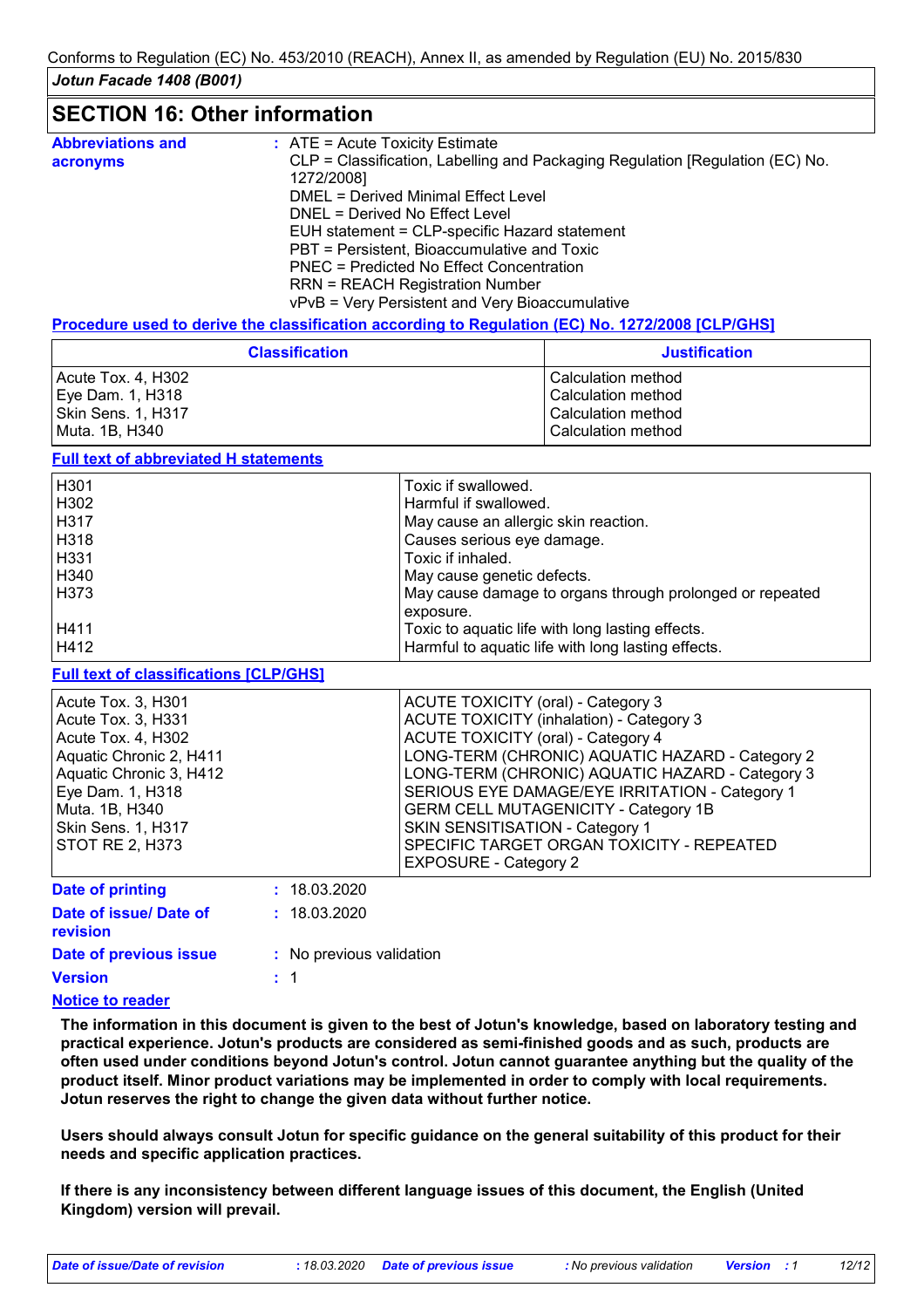## SECTION 16: Other information

**Abbreviations and acronyms** : ATE = Acute Toxicity Estimate
CLP = Classification, Labelling and Packaging Regulation [Regulation (EC) No. 1272/2008]
DMEL = Derived Minimal Effect Level
DNEL = Derived No Effect Level
EUH statement = CLP-specific Hazard statement
PBT = Persistent, Bioaccumulative and Toxic
PNEC = Predicted No Effect Concentration
RRN = REACH Registration Number
vPvB = Very Persistent and Very Bioaccumulative

**Procedure used to derive the classification according to Regulation (EC) No. 1272/2008 [CLP/GHS]**

| Classification | Justification |
|---|---|
| Acute Tox. 4, H302 | Calculation method |
| Eye Dam. 1, H318 | Calculation method |
| Skin Sens. 1, H317 | Calculation method |
| Muta. 1B, H340 | Calculation method |

**Full text of abbreviated H statements**

| | |
|---|---|
| H301 | Toxic if swallowed. |
| H302 | Harmful if swallowed. |
| H317 | May cause an allergic skin reaction. |
| H318 | Causes serious eye damage. |
| H331 | Toxic if inhaled. |
| H340 | May cause genetic defects. |
| H373 | May cause damage to organs through prolonged or repeated exposure. |
| H411 | Toxic to aquatic life with long lasting effects. |
| H412 | Harmful to aquatic life with long lasting effects. |

**Full text of classifications [CLP/GHS]**

| | |
|---|---|
| Acute Tox. 3, H301 | ACUTE TOXICITY (oral) - Category 3 |
| Acute Tox. 3, H331 | ACUTE TOXICITY (inhalation) - Category 3 |
| Acute Tox. 4, H302 | ACUTE TOXICITY (oral) - Category 4 |
| Aquatic Chronic 2, H411 | LONG-TERM (CHRONIC) AQUATIC HAZARD - Category 2 |
| Aquatic Chronic 3, H412 | LONG-TERM (CHRONIC) AQUATIC HAZARD - Category 3 |
| Eye Dam. 1, H318 | SERIOUS EYE DAMAGE/EYE IRRITATION - Category 1 |
| Muta. 1B, H340 | GERM CELL MUTAGENICITY - Category 1B |
| Skin Sens. 1, H317 | SKIN SENSITISATION - Category 1 |
| STOT RE 2, H373 | SPECIFIC TARGET ORGAN TOXICITY - REPEATED EXPOSURE - Category 2 |

**Date of printing** : 18.03.2020

**Date of issue/ Date of revision** : 18.03.2020

**Date of previous issue** : No previous validation

**Version** : 1

**Notice to reader**

**The information in this document is given to the best of Jotun's knowledge, based on laboratory testing and practical experience. Jotun's products are considered as semi-finished goods and as such, products are often used under conditions beyond Jotun's control. Jotun cannot guarantee anything but the quality of the product itself. Minor product variations may be implemented in order to comply with local requirements. Jotun reserves the right to change the given data without further notice.**

**Users should always consult Jotun for specific guidance on the general suitability of this product for their needs and specific application practices.**

**If there is any inconsistency between different language issues of this document, the English (United Kingdom) version will prevail.**